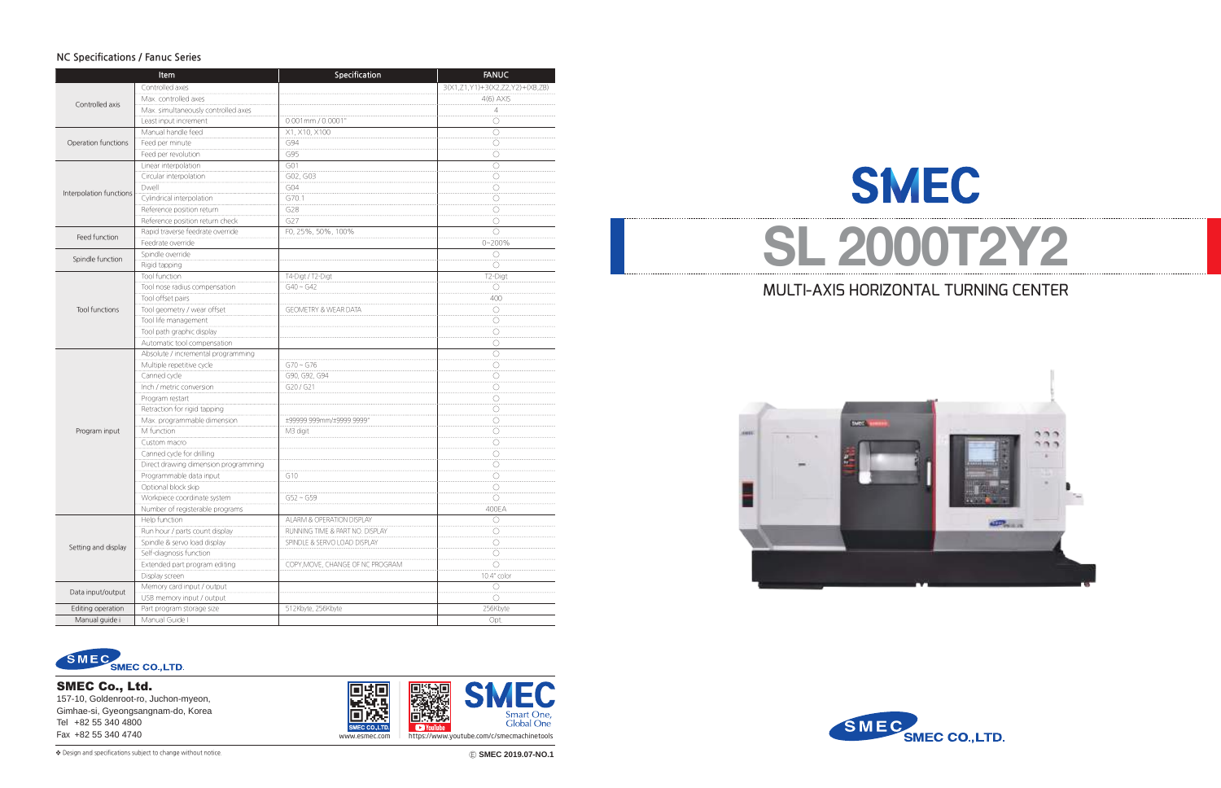## NC Specifications / Fanuc Series

| Item | | Specification | FANUC |
|---|---|---|---|
| Controlled axis | Controlled axes | | 3(X1,Z1,Y1)+3(X2,Z2,Y2)+(XB,ZB) |
| | Max. controlled axes | | 4(6) AXIS |
| | Max. simultaneously controlled axes | | 4 |
| | Least input increment | 0.001mm / 0.0001" | ○ |
| Operation functions | Manual handle feed | X1, X10, X100 | ○ |
| | Feed per minute | G94 | ○ |
| | Feed per revolution | G95 | ○ |
| Interpolation functions | Linear interpolation | G01 | ○ |
| | Circular interpolation | G02, G03 | ○ |
| | Dwell | G04 | ○ |
| | Cylindrical interpolation | G70.1 | ○ |
| | Reference position return | G28 | ○ |
| | Reference position return check | G27 | ○ |
| Feed function | Rapid traverse feedrate override | F0, 25%, 50%, 100% | ○ |
| | Feedrate override | | 0~200% |
| Spindle function | Spindle override | | ○ |
| | Rigid tapping | | ○ |
| Tool functions | Tool function | T4-Digt / T2-Digt | T2-Digt |
| | Tool nose radius compensation | G40 ~ G42 | ○ |
| | Tool offset pairs | | 400 |
| | Tool geometry / wear offset | GEOMETRY & WEAR DATA | ○ |
| | Tool life management | | ○ |
| | Tool path graphic display | | ○ |
| | Automatic tool compensation | | ○ |
| Program input | Absolute / incremental programming | | ○ |
| | Multiple repetitive cycle | G70 ~ G76 | ○ |
| | Canned cycle | G90, G92, G94 | ○ |
| | Inch / metric conversion | G20 / G21 | ○ |
| | Program restart | | ○ |
| | Retraction for rigid tapping | | ○ |
| | Max. programmable dimension | ±99999.999mm/±9999.9999" | ○ |
| | M function | M3 digit | ○ |
| | Custom macro | | ○ |
| | Canned cycle for drilling | | ○ |
| | Direct drawing dimension programming | | ○ |
| | Programmable data input | G10 | ○ |
| | Optional block skip | | ○ |
| | Workpiece coordinate system | G52 ~ G59 | ○ |
| | Number of registerable programs | | 400EA |
| Setting and display | Help function | ALARM & OPERATION DISPLAY | ○ |
| | Run hour / parts count display | RUNNING TIME & PART NO. DISPLAY | ○ |
| | Spindle & servo load display | SPINDLE & SERVO LOAD DISPLAY | ○ |
| | Self-diagnosis function | | ○ |
| | Extended part program editing | COPY,MOVE, CHANGE OF NC PROGRAM | ○ |
| | Display screen | | 10.4" color |
| Data input/output | Memory card input / output | | ○ |
| | USB memory input / output | | ○ |
| Editing operation | Part program storage size | 512Kbyte, 256Kbyte | 256Kbyte |
| Manual guide i | Manual Guide I | | Opt |

SMEC CO.,LTD.

**SMEC Co., Ltd.**
157-10, Goldenroot-ro, Juchon-myeon,
Gimhae-si, Gyeongsangnam-do, Korea
Tel +82 55 340 4800
Fax +82 55 340 4740

www.esmec.com
https://www.youtube.com/c/smecmachinetools

SMEC Smart One, Global One

❖ Design and specifications subject to change without notice.

Ⓔ SMEC 2019.07-NO.1

# SMEC

# SL 2000T2Y2

## MULTI-AXIS HORIZONTAL TURNING CENTER

SMEC CO.,LTD.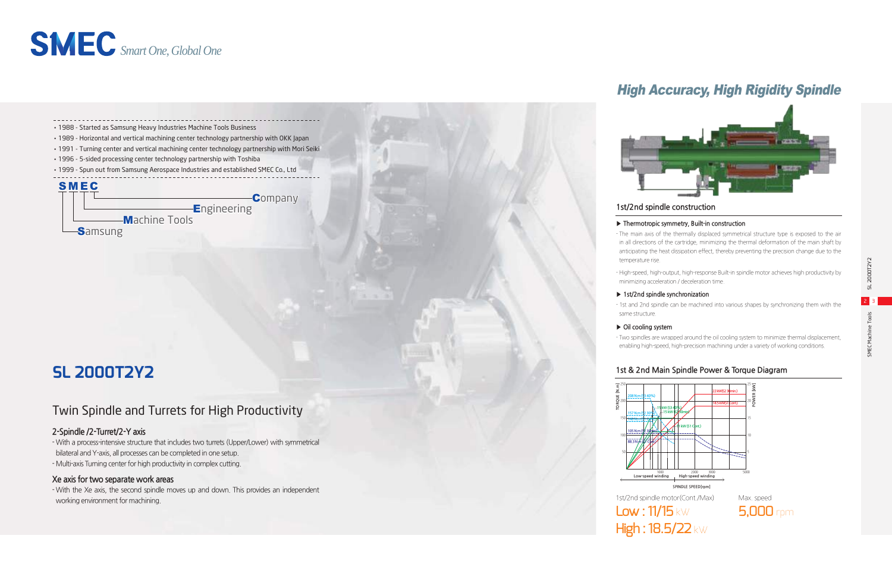# SMEC *Smart One, Global One*

- 1988 - Started as Samsung Heavy Industries Machine Tools Business
- 1989 - Horizontal and vertical machining center technology partnership with OKK Japan
- 1991 - Turning center and vertical machining center technology partnership with Mori Seiki
- 1996 - 5-sided processing center technology partnership with Toshiba
- 1999 - Spun out from Samsung Aerospace Industries and established SMEC Co., Ltd

**SMEC**
- **S**amsung
- **M**achine Tools
- **E**ngineering
- **C**ompany

## SL 2000T2Y2

### Twin Spindle and Turrets for High Productivity

#### 2-Spindle /2-Turret/2-Y axis

- With a process-intensive structure that includes two turrets (Upper/Lower) with symmetrical bilateral and Y-axis, all processes can be completed in one setup.
- Multi-axis Turning center for high productivity in complex cutting.

#### Xe axis for two separate work areas

- With the Xe axis, the second spindle moves up and down. This provides an independent working environment for machining.

## High Accuracy, High Rigidity Spindle

### 1st/2nd spindle construction

**▶ Thermotropic symmetry, Built-in construction**

- The main axis of the thermally displaced symmetrical structure type is exposed to the air in all directions of the cartridge, minimizing the thermal deformation of the main shaft by anticipating the heat dissipation effect, thereby preventing the precision change due to the temperature rise.
- High-speed, high-output, high-response Built-in spindle motor achieves high productivity by minimizing acceleration / deceleration time.

**▶ 1st/2nd spindle synchronization**

- 1st and 2nd spindle can be machined into various shapes by synchronizing them with the same structure.

**▶ Oil cooling system**

- Two spindles are wrapped around the oil cooling system to minimize thermal displacement, enabling high-speed, high-precision machining under a variety of working conditions.

### 1st & 2nd Main Spindle Power & Torque Diagram

1st/2nd spindle motor(Cont./Max)
**Low : 11/15** kW
**High : 18.5/22** kW

Max. speed
**5,000** rpm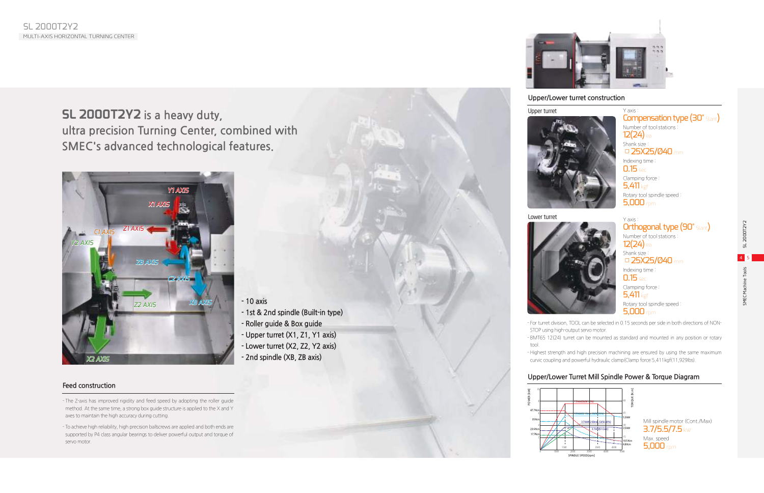SL 2000T2Y2

MULTI-AXIS HORIZONTAL TURNING CENTER

## **SL 2000T2Y2** is a heavy duty, ultra precision Turning Center, combined with SMEC's advanced technological features.

- 10 axis
- 1st & 2nd spindle (Built-in type)
- Roller guide & Box guide
- Upper turret (X1, Z1, Y1 axis)
- Lower turret (X2, Z2, Y2 axis)
- 2nd spindle (XB, ZB axis)

### Feed construction

- The Z-axis has improved rigidity and feed speed by adopting the roller guide method. At the same time, a strong box guide structure is applied to the X and Y axes to maintain the high accuracy during cutting.
- To achieve high reliability, high precision ballscrews are applied and both ends are supported by P4 class angular bearings to deliver powerful output and torque of servo motor.

### Upper/Lower turret construction

**Upper turret**

Y axis : Compensation type (30° Slant)

Number of tool stations : 12(24) ea

Shank size : □ 25X25/Ø40 mm

Indexing time : 0.15 sec

Clamping force : 5,411 kgf

Rotary tool spindle speed : 5,000 rpm

**Lower turret**

Y axis : Orthogonal type (90° Slant)

Number of tool stations : 12(24) ea

Shank size : □ 25X25/Ø40 mm

Indexing time : 0.15 sec

Clamping force : 5,411 kgf

Rotary tool spindle speed : 5,000 rpm

- For turret division, TOOL can be selected in 0.15 seconds per side in both directions of NON-STOP using high-output servo motor.
- BMT65 12(24) turret can be mounted as standard and mounted in any position or rotary tool.
- Highest strength and high precision machining are ensured by using the same maximum curvic coupling and powerful hydraulic clamp(Clamp force:5,411kgf(11,929lbs).

### Upper/Lower Turret Mill Spindle Power & Torque Diagram

Mill spindle motor (Cont./Max) 3.7/5.5/7.5 kW

Max. speed 5,000 rpm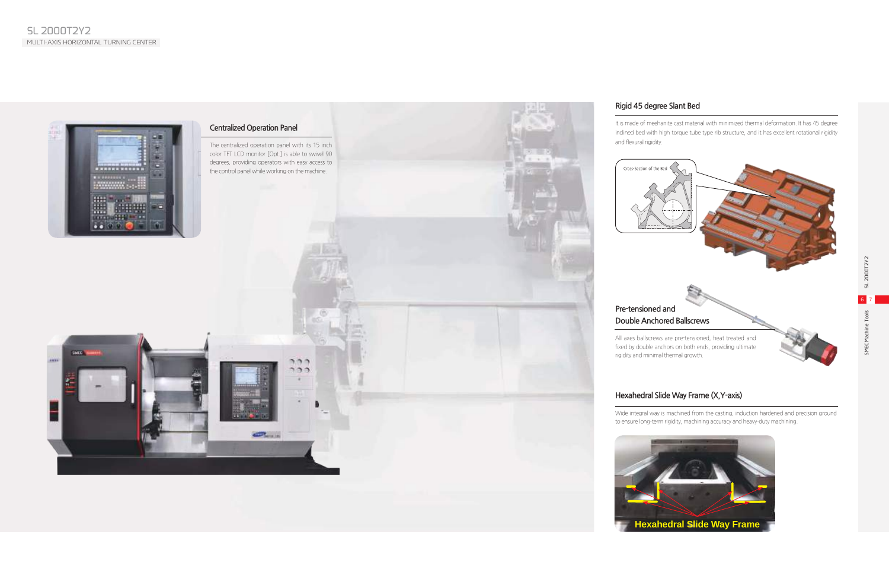## Centralized Operation Panel

The centralized operation panel with its 15 inch color TFT LCD monitor [Opt.] is able to swivel 90 degrees, providing operators with easy access to the control panel while working on the machine.

## Rigid 45 degree Slant Bed

It is made of meehanite cast material with minimized thermal deformation. It has 45 degree inclined bed with high torque tube type rib structure, and it has excellent rotational rigidity and flexural rigidity.

Cross-Section of the Bed

## Pre-tensioned and Double Anchored Ballscrews

All axes ballscrews are pre-tensioned, heat treated and fixed by double anchors on both ends, providing ultimate rigidity and minimal thermal growth.

## Hexahedral Slide Way Frame (X,Y-axis)

Wide integral way is machined from the casting, induction hardened and precision ground to ensure long-term rigidity, machining accuracy and heavy-duty machining.

Hexahedral Slide Way Frame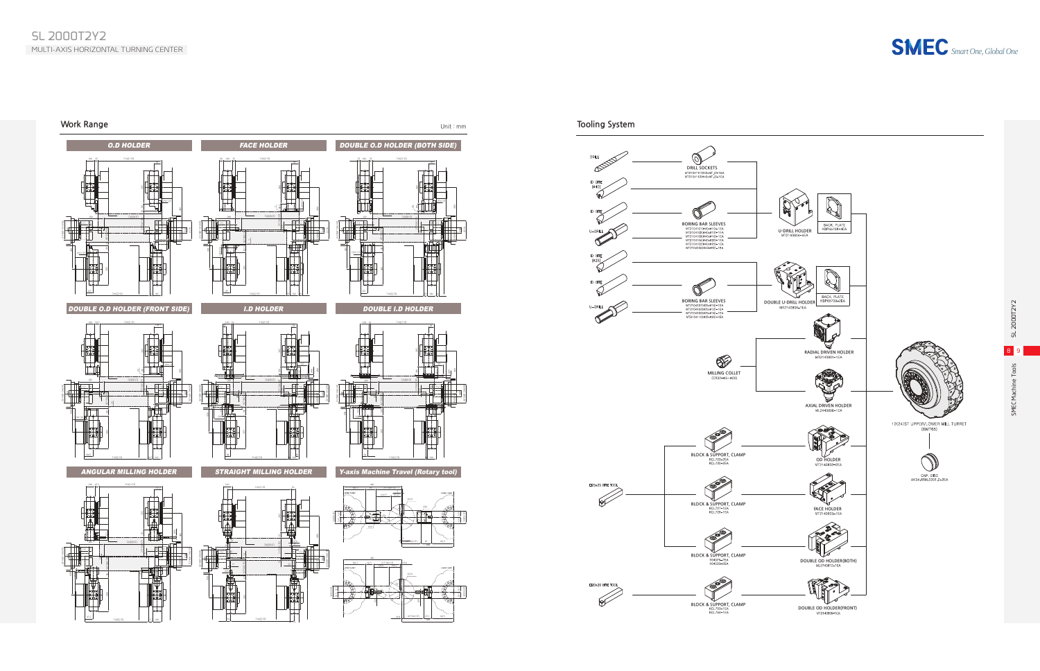SL 2000T2Y2
MULTI-AXIS HORIZONTAL TURNING CENTER

## Work Range

Unit : mm

*O.D HOLDER*

*FACE HOLDER*

*DOUBLE O.D HOLDER (BOTH SIDE)*

*DOUBLE O.D HOLDER (FRONT SIDE)*

*I.D HOLDER*

*DOUBLE I.D HOLDER*

*ANGULAR MILLING HOLDER*

*STRAIGHT MILLING HOLDER*

*Y-axis Machine Travel (Rotary tool)*

## Tooling System

DRILL

ID BITE (Φ40)

ID BITE

U-DRILL

ID BITE (Φ25)

ID BITE

U-DRILL

DRILL SOCKETS
MT2101101040-MT-2-1EA
MT2101102040-MT-3-1EA

BORING BAR SLEEVES
MT2101010040-Φ10-1EA
MT2101020040-Φ12-1EA
MT2101030040-Φ16-1EA
MT2101040040-Φ20-1EA
MT2101050040-Φ25-1EA
MT2101060040-Φ32-1EA

BORING BAR SLEEVES
MT2101010025-Φ10-1EA
MT2101020025-Φ12-1EA
MT2101030025-Φ16-1EA
MT2101040025-Φ20-1EA

U-DRILL HOLDER
MT2140804-4EA

BACK, PLATE
KBP45108-4EA

DOUBLE U-DRILL HOLDER
MT2140805-1EA

BACK, PLATE
KBP65739-2EA

RADIAL DRIVEN HOLDER
MT2140821-1EA

MILLING COLLET
(ER20-Φ6~Φ20)

AXIAL DRIVEN HOLDER
ML2440806-1EA

12(24)ST UPPER/LOWER MILL TURRET
(BMT65)

CAP, DISC
AK34,ΦΦ,0201.2-2EA

BLOCK & SUPPORT, CLAMP
K62,709-2EA
K62,708-2EA

OD HOLDER
MT2140803-6EA

□25x25 BITE TOOL

BLOCK & SUPPORT, CLAMP
K62,727-1EA
K62,726-1EA

FACE HOLDER
MT2140803-1EA

BLOCK & SUPPORT, CLAMP
104036-2EA
104035-2EA

DOUBLE OD HOLDER(BOTH)
ML2740812-1EA

□20x20 BITE TOOL

BLOCK & SUPPORT, CLAMP
K62,755-1EA
K62,754-1EA

DOUBLE OD HOLDER(FRONT)
MT2140806-1EA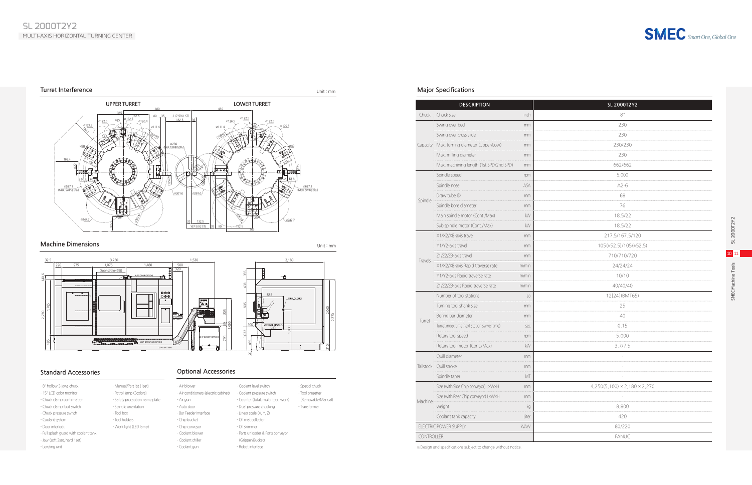# SL 2000T2Y2

MULTI-AXIS HORIZONTAL TURNING CENTER

## Turret Interference

Unit : mm

UPPER TURRET

LOWER TURRET

## Machine Dimensions

Unit : mm

## Standard Accessories

- 8" hollow 3 jaws chuck
- 15" LCD color monitor
- Chuck clamp confirmation
- Chuck clamp foot switch
- Chuck pressure switch
- Coolant system
- Door interlock
- Full splash guard with coolant tank
- Jaw (soft 3set, hard 1set)
- Leveling unit
- Manual/Part list (1set)
- Patrol lamp (3colors)
- Safety precaution name plate
- Spindle orientation
- Tool box
- Tool holders
- Work light (LED lamp)

## Optional Accessories

- Air blower
- Air conditioners (electric cabinet)
- Air gun
- Auto door
- Bar Feeder Interface
- Chip bucket
- Chip conveyor
- Coolant blower
- Coolant chiller
- Coolant gun
- Coolant level switch
- Coolant pressure switch
- Counter (total, multi, tool, work)
- Dual pressure chucking
- Linear scale (X, Y, Z)
- Oil mist collector
- Oil skimmer
- Parts unloader & Parts conveyor (Gripper/Bucket)
- Robot interface
- Special chuck
- Tool presetter (Removable/Manual)
- Transformer

## Major Specifications

| DESCRIPTION | | | SL 2000T2Y2 |
|---|---|---|---|
| Chuck | Chuck size | inch | 8" |
| Capacity | Swing over bed | mm | 230 |
| | Swing over cross slide | mm | 230 |
| | Max. turning diameter (Upper/Low) | mm | 230/230 |
| | Max. milling diameter | mm | 230 |
| | Max. machining length (1st SPD/2nd SPD) | mm | 662/662 |
| Spindle | Spindle speed | rpm | 5,000 |
| | Spindle nose | ASA | A2-6 |
| | Draw tube ID | mm | 68 |
| | Spindle bore diameter | mm | 76 |
| | Main spindle motor (Cont./Max) | kW | 18.5/22 |
| | Sub spindle motor (Cont./Max) | kW | 18.5/22 |
| Travels | X1/X2/XB-axis travel | mm | 217.5/167.5/120 |
| | Y1/Y2-axis travel | mm | 105(±52.5)/105(±52.5) |
| | Z1/Z2/ZB-axis travel | mm | 710/710/720 |
| | X1/X2/XB-axis Rapid traverse rate | m/min | 24/24/24 |
| | Y1/Y2-axis Rapid traverse rate | m/min | 10/10 |
| | Z1/Z2/ZB-axis Rapid traverse rate | m/min | 40/40/40 |
| Turret | Number of tool stations | ea | 12[24](BMT65) |
| | Turning tool shank size | mm | 25 |
| | Boring bar diameter | mm | 40 |
| | Turret index time(next station swivel time) | sec | 0.15 |
| | Rotary tool speed | rpm | 5,000 |
| | Rotary tool motor (Cont./Max) | kW | 3.7/7.5 |
| Tailstock | Quill diameter | mm | - |
| | Quill stroke | mm | - |
| | Spindle taper | MT | - |
| Machine | Size (with Side Chip conveyor) L×W×H | mm | 4,250(5,100) × 2,180 × 2,270 |
| | Size (with Rear Chip conveyor) L×W×H | mm | - |
| | weight | kg | 8,800 |
| | Coolant tank capacity | Liter | 420 |
| ELECTRIC POWER SUPPLY | | kVA/V | 80/220 |
| CONTROLLER | | | FANUC |

※ Design and specifications subject to change without notice.